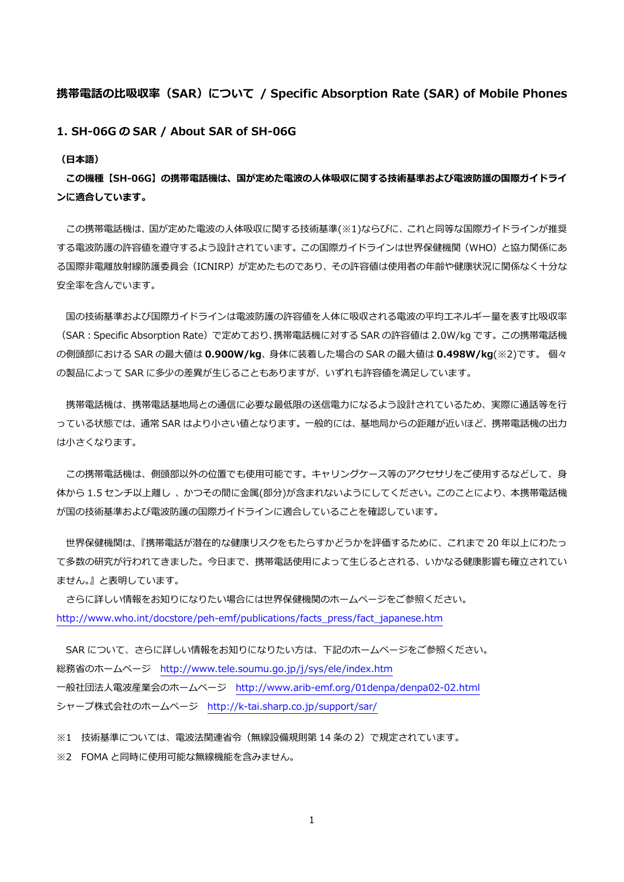# 携帯電話の比吸収率（SAR）について / Specific Absorption Rate (SAR) of Mobile Phones

## 1. SH-06G の SAR / About SAR of SH-06G

**（日本語）**

**この機種【SH-06G】の携帯電話機は、国が定めた電波の人体吸収に関する技術基準および電波防護の国際ガイドラインに適合しています。**

この携帯電話機は、国が定めた電波の人体吸収に関する技術基準(※1)ならびに、これと同等な国際ガイドラインが推奨する電波防護の許容値を遵守するよう設計されています。この国際ガイドラインは世界保健機関（WHO）と協力関係にある国際非電離放射線防護委員会（ICNIRP）が定めたものであり、その許容値は使用者の年齢や健康状況に関係なく十分な安全率を含んでいます。

国の技術基準および国際ガイドラインは電波防護の許容値を人体に吸収される電波の平均エネルギー量を表す比吸収率（SAR：Specific Absorption Rate）で定めており、携帯電話機に対する SAR の許容値は 2.0W/kg です。この携帯電話機の側頭部における SAR の最大値は **0.900W/kg**、身体に装着した場合の SAR の最大値は **0.498W/kg**(※2)です。 個々の製品によって SAR に多少の差異が生じることもありますが、いずれも許容値を満足しています。

携帯電話機は、携帯電話基地局との通信に必要な最低限の送信電力になるよう設計されているため、実際に通話等を行っている状態では、通常 SAR はより小さい値となります。一般的には、基地局からの距離が近いほど、携帯電話機の出力は小さくなります。

この携帯電話機は、側頭部以外の位置でも使用可能です。キャリングケース等のアクセサリをご使用するなどして、身体から 1.5 センチ以上離し 、かつその間に金属(部分)が含まれないようにしてください。このことにより、本携帯電話機が国の技術基準および電波防護の国際ガイドラインに適合していることを確認しています。

世界保健機関は、『携帯電話が潜在的な健康リスクをもたらすかどうかを評価するために、これまで 20 年以上にわたって多数の研究が行われてきました。今日まで、携帯電話使用によって生じるとされる、いかなる健康影響も確立されていません。』と表明しています。

さらに詳しい情報をお知りになりたい場合には世界保健機関のホームページをご参照ください。
http://www.who.int/docstore/peh-emf/publications/facts_press/fact_japanese.htm

SAR について、さらに詳しい情報をお知りになりたい方は、下記のホームページをご参照ください。
総務省のホームページ　http://www.tele.soumu.go.jp/j/sys/ele/index.htm
一般社団法人電波産業会のホームページ　http://www.arib-emf.org/01denpa/denpa02-02.html
シャープ株式会社のホームページ　http://k-tai.sharp.co.jp/support/sar/

※1　技術基準については、電波法関連省令（無線設備規則第 14 条の 2）で規定されています。
※2　FOMA と同時に使用可能な無線機能を含みません。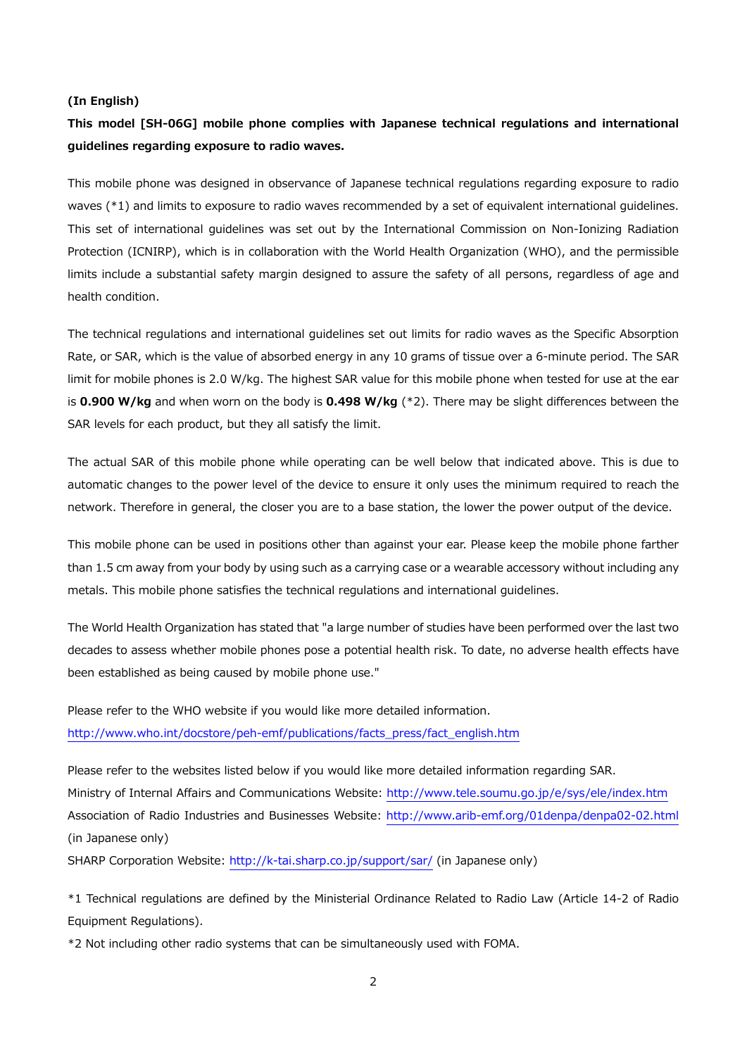**(In English)**

**This model [SH-06G] mobile phone complies with Japanese technical regulations and international guidelines regarding exposure to radio waves.**

This mobile phone was designed in observance of Japanese technical regulations regarding exposure to radio waves (*1) and limits to exposure to radio waves recommended by a set of equivalent international guidelines. This set of international guidelines was set out by the International Commission on Non-Ionizing Radiation Protection (ICNIRP), which is in collaboration with the World Health Organization (WHO), and the permissible limits include a substantial safety margin designed to assure the safety of all persons, regardless of age and health condition.

The technical regulations and international guidelines set out limits for radio waves as the Specific Absorption Rate, or SAR, which is the value of absorbed energy in any 10 grams of tissue over a 6-minute period. The SAR limit for mobile phones is 2.0 W/kg. The highest SAR value for this mobile phone when tested for use at the ear is **0.900 W/kg** and when worn on the body is **0.498 W/kg** (*2). There may be slight differences between the SAR levels for each product, but they all satisfy the limit.

The actual SAR of this mobile phone while operating can be well below that indicated above. This is due to automatic changes to the power level of the device to ensure it only uses the minimum required to reach the network. Therefore in general, the closer you are to a base station, the lower the power output of the device.

This mobile phone can be used in positions other than against your ear. Please keep the mobile phone farther than 1.5 cm away from your body by using such as a carrying case or a wearable accessory without including any metals. This mobile phone satisfies the technical regulations and international guidelines.

The World Health Organization has stated that "a large number of studies have been performed over the last two decades to assess whether mobile phones pose a potential health risk. To date, no adverse health effects have been established as being caused by mobile phone use."

Please refer to the WHO website if you would like more detailed information.
http://www.who.int/docstore/peh-emf/publications/facts_press/fact_english.htm

Please refer to the websites listed below if you would like more detailed information regarding SAR.
Ministry of Internal Affairs and Communications Website: http://www.tele.soumu.go.jp/e/sys/ele/index.htm
Association of Radio Industries and Businesses Website: http://www.arib-emf.org/01denpa/denpa02-02.html (in Japanese only)
SHARP Corporation Website: http://k-tai.sharp.co.jp/support/sar/ (in Japanese only)

*1 Technical regulations are defined by the Ministerial Ordinance Related to Radio Law (Article 14-2 of Radio Equipment Regulations).

*2 Not including other radio systems that can be simultaneously used with FOMA.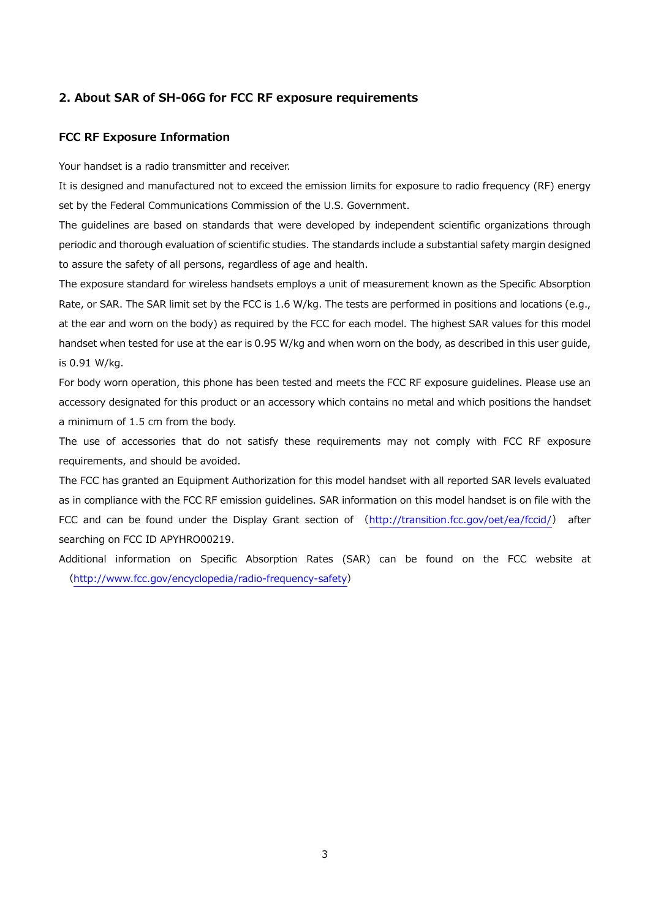## 2. About SAR of SH-06G for FCC RF exposure requirements

### FCC RF Exposure Information

Your handset is a radio transmitter and receiver.

It is designed and manufactured not to exceed the emission limits for exposure to radio frequency (RF) energy set by the Federal Communications Commission of the U.S. Government.

The guidelines are based on standards that were developed by independent scientific organizations through periodic and thorough evaluation of scientific studies. The standards include a substantial safety margin designed to assure the safety of all persons, regardless of age and health.

The exposure standard for wireless handsets employs a unit of measurement known as the Specific Absorption Rate, or SAR. The SAR limit set by the FCC is 1.6 W/kg. The tests are performed in positions and locations (e.g., at the ear and worn on the body) as required by the FCC for each model. The highest SAR values for this model handset when tested for use at the ear is 0.95 W/kg and when worn on the body, as described in this user guide, is 0.91 W/kg.

For body worn operation, this phone has been tested and meets the FCC RF exposure guidelines. Please use an accessory designated for this product or an accessory which contains no metal and which positions the handset a minimum of 1.5 cm from the body.

The use of accessories that do not satisfy these requirements may not comply with FCC RF exposure requirements, and should be avoided.

The FCC has granted an Equipment Authorization for this model handset with all reported SAR levels evaluated as in compliance with the FCC RF emission guidelines. SAR information on this model handset is on file with the FCC and can be found under the Display Grant section of （http://transition.fcc.gov/oet/ea/fccid/） after searching on FCC ID APYHRO00219.

Additional information on Specific Absorption Rates (SAR) can be found on the FCC website at （http://www.fcc.gov/encyclopedia/radio-frequency-safety）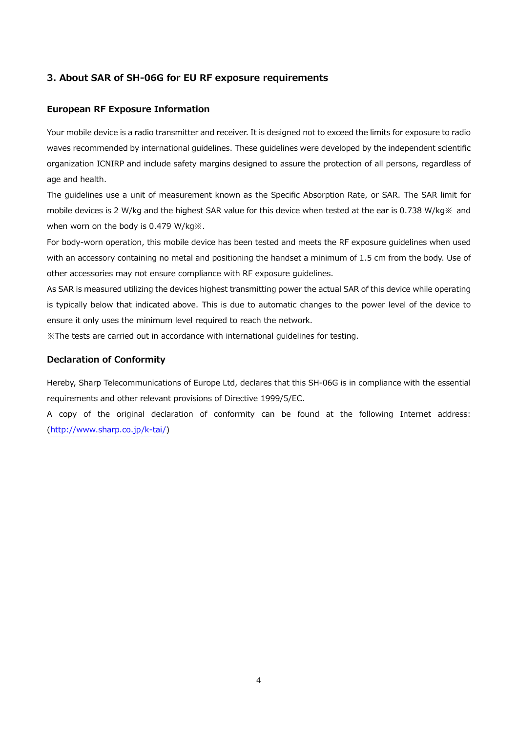## 3. About SAR of SH-06G for EU RF exposure requirements

### European RF Exposure Information

Your mobile device is a radio transmitter and receiver. It is designed not to exceed the limits for exposure to radio waves recommended by international guidelines. These guidelines were developed by the independent scientific organization ICNIRP and include safety margins designed to assure the protection of all persons, regardless of age and health.

The guidelines use a unit of measurement known as the Specific Absorption Rate, or SAR. The SAR limit for mobile devices is 2 W/kg and the highest SAR value for this device when tested at the ear is 0.738 W/kg※ and when worn on the body is 0.479 W/kg※.

For body-worn operation, this mobile device has been tested and meets the RF exposure guidelines when used with an accessory containing no metal and positioning the handset a minimum of 1.5 cm from the body. Use of other accessories may not ensure compliance with RF exposure guidelines.

As SAR is measured utilizing the devices highest transmitting power the actual SAR of this device while operating is typically below that indicated above. This is due to automatic changes to the power level of the device to ensure it only uses the minimum level required to reach the network.

※The tests are carried out in accordance with international guidelines for testing.

### Declaration of Conformity

Hereby, Sharp Telecommunications of Europe Ltd, declares that this SH-06G is in compliance with the essential requirements and other relevant provisions of Directive 1999/5/EC.

A copy of the original declaration of conformity can be found at the following Internet address: (http://www.sharp.co.jp/k-tai/)